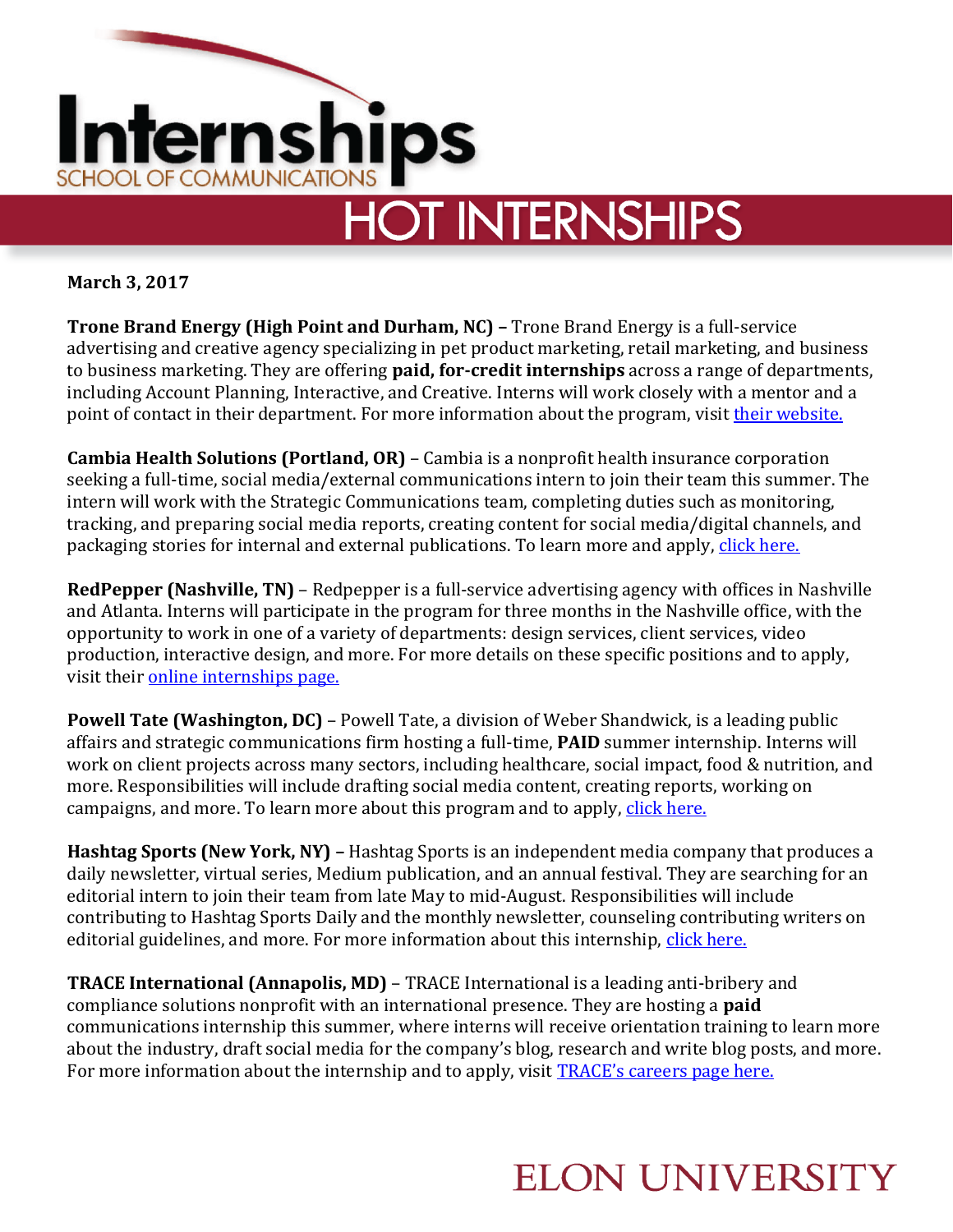# Internships

SCHOOL OF COMMUNICATIONS

## HOT INTERNSHIPS

**March 3, 2017**

**Trone Brand Energy (High Point and Durham, NC) –** Trone Brand Energy is a full-service advertising and creative agency specializing in pet product marketing, retail marketing, and business to business marketing. They are offering **paid, for-credit internships** across a range of departments, including Account Planning, Interactive, and Creative. Interns will work closely with a mentor and a point of contact in their department. For more information about the program, visit their website.

**Cambia Health Solutions (Portland, OR)** – Cambia is a nonprofit health insurance corporation seeking a full-time, social media/external communications intern to join their team this summer. The intern will work with the Strategic Communications team, completing duties such as monitoring, tracking, and preparing social media reports, creating content for social media/digital channels, and packaging stories for internal and external publications. To learn more and apply, click here.

**RedPepper (Nashville, TN)** – Redpepper is a full-service advertising agency with offices in Nashville and Atlanta. Interns will participate in the program for three months in the Nashville office, with the opportunity to work in one of a variety of departments: design services, client services, video production, interactive design, and more. For more details on these specific positions and to apply, visit their online internships page.

**Powell Tate (Washington, DC)** – Powell Tate, a division of Weber Shandwick, is a leading public affairs and strategic communications firm hosting a full-time, **PAID** summer internship. Interns will work on client projects across many sectors, including healthcare, social impact, food & nutrition, and more. Responsibilities will include drafting social media content, creating reports, working on campaigns, and more. To learn more about this program and to apply, click here.

**Hashtag Sports (New York, NY) –** Hashtag Sports is an independent media company that produces a daily newsletter, virtual series, Medium publication, and an annual festival. They are searching for an editorial intern to join their team from late May to mid-August. Responsibilities will include contributing to Hashtag Sports Daily and the monthly newsletter, counseling contributing writers on editorial guidelines, and more. For more information about this internship, click here.

**TRACE International (Annapolis, MD)** – TRACE International is a leading anti-bribery and compliance solutions nonprofit with an international presence. They are hosting a **paid** communications internship this summer, where interns will receive orientation training to learn more about the industry, draft social media for the company's blog, research and write blog posts, and more. For more information about the internship and to apply, visit TRACE's careers page here.

ELON UNIVERSITY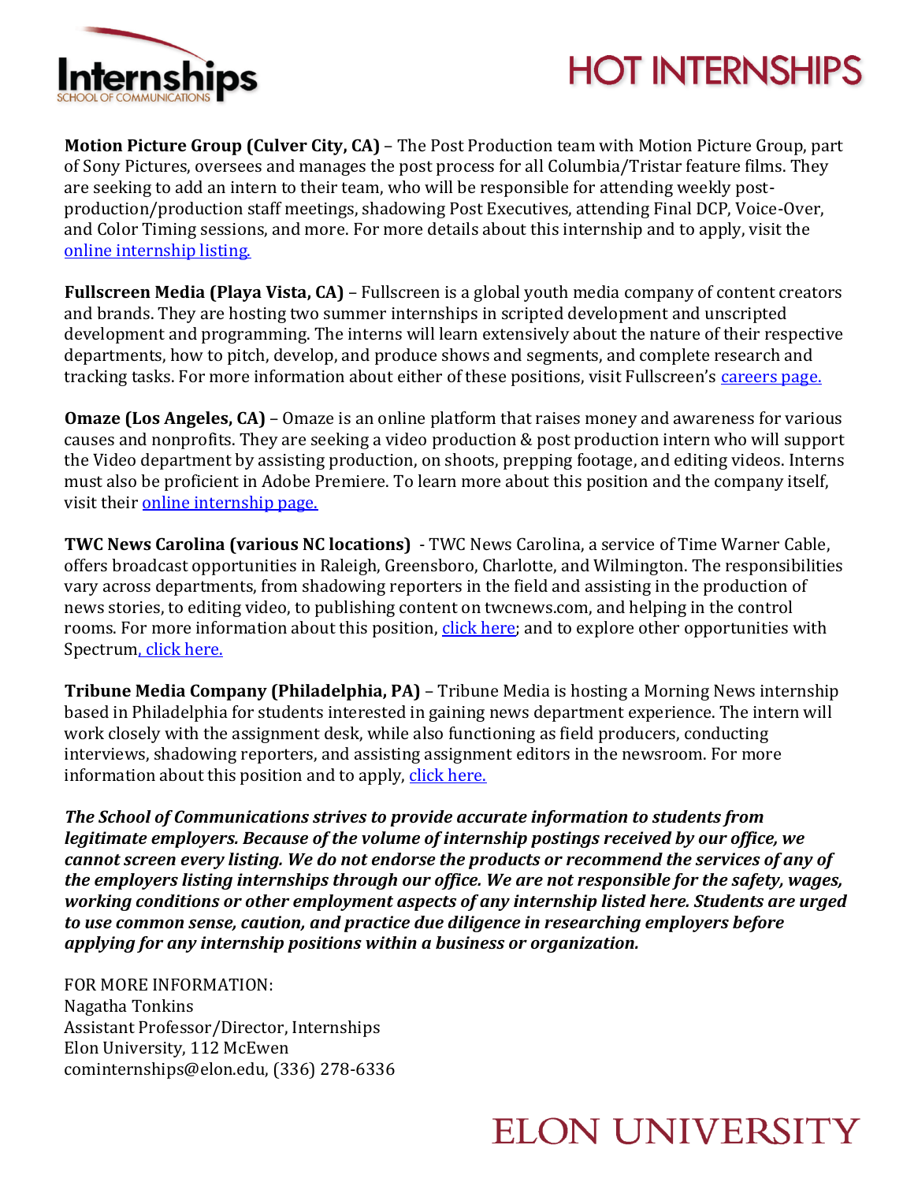**Motion Picture Group (Culver City, CA)** – The Post Production team with Motion Picture Group, part of Sony Pictures, oversees and manages the post process for all Columbia/Tristar feature films. They are seeking to add an intern to their team, who will be responsible for attending weekly post-production/production staff meetings, shadowing Post Executives, attending Final DCP, Voice-Over, and Color Timing sessions, and more. For more details about this internship and to apply, visit the online internship listing.

**Fullscreen Media (Playa Vista, CA)** – Fullscreen is a global youth media company of content creators and brands. They are hosting two summer internships in scripted development and unscripted development and programming. The interns will learn extensively about the nature of their respective departments, how to pitch, develop, and produce shows and segments, and complete research and tracking tasks. For more information about either of these positions, visit Fullscreen's careers page.

**Omaze (Los Angeles, CA)** – Omaze is an online platform that raises money and awareness for various causes and nonprofits. They are seeking a video production & post production intern who will support the Video department by assisting production, on shoots, prepping footage, and editing videos. Interns must also be proficient in Adobe Premiere. To learn more about this position and the company itself, visit their online internship page.

**TWC News Carolina (various NC locations)** - TWC News Carolina, a service of Time Warner Cable, offers broadcast opportunities in Raleigh, Greensboro, Charlotte, and Wilmington. The responsibilities vary across departments, from shadowing reporters in the field and assisting in the production of news stories, to editing video, to publishing content on twcnews.com, and helping in the control rooms. For more information about this position, click here; and to explore other opportunities with Spectrum, click here.

**Tribune Media Company (Philadelphia, PA)** – Tribune Media is hosting a Morning News internship based in Philadelphia for students interested in gaining news department experience. The intern will work closely with the assignment desk, while also functioning as field producers, conducting interviews, shadowing reporters, and assisting assignment editors in the newsroom. For more information about this position and to apply, click here.

***The School of Communications strives to provide accurate information to students from legitimate employers. Because of the volume of internship postings received by our office, we cannot screen every listing. We do not endorse the products or recommend the services of any of the employers listing internships through our office. We are not responsible for the safety, wages, working conditions or other employment aspects of any internship listed here. Students are urged to use common sense, caution, and practice due diligence in researching employers before applying for any internship positions within a business or organization.***

FOR MORE INFORMATION:
Nagatha Tonkins
Assistant Professor/Director, Internships
Elon University, 112 McEwen
cominternships@elon.edu, (336) 278-6336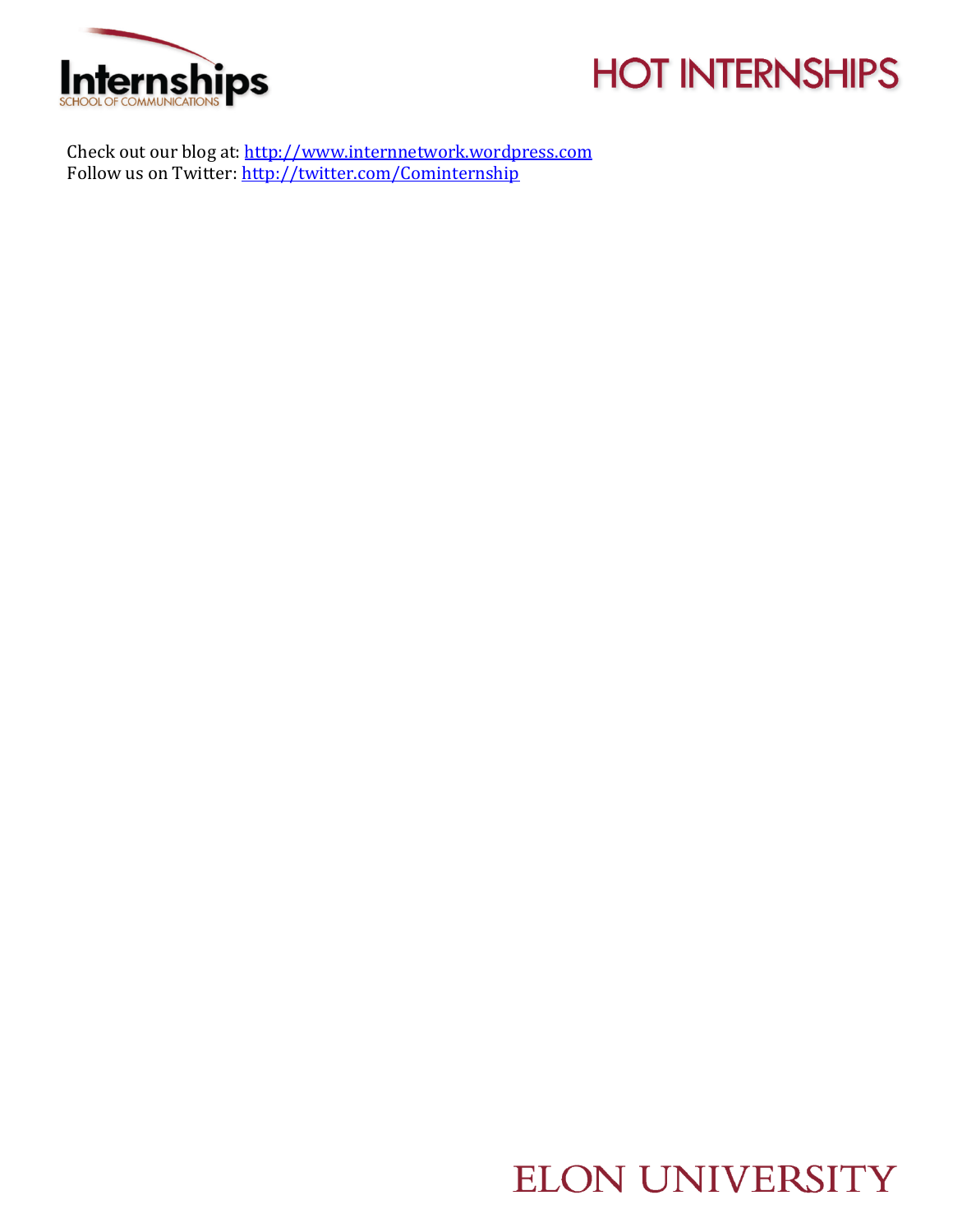Check out our blog at: http://www.internnetwork.wordpress.com
Follow us on Twitter: http://twitter.com/Cominternship